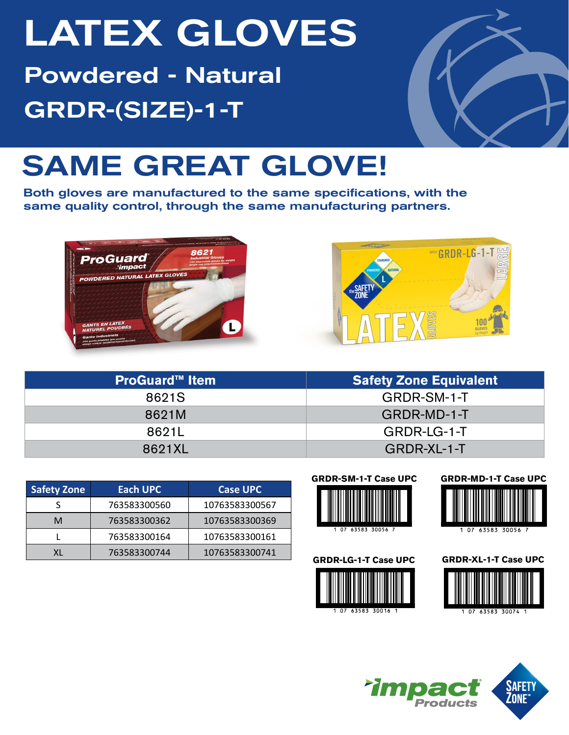# LATEX GLOVES

## Powdered - Natural

## GRDR-(SIZE)-1-T

# SAME GREAT GLOVE!

**Both gloves are manufactured to the same specifications, with the same quality control, through the same manufacturing partners.**

| ProGuard™ Item | Safety Zone Equivalent |
| --- | --- |
| 8621S | GRDR-SM-1-T |
| 8621M | GRDR-MD-1-T |
| 8621L | GRDR-LG-1-T |
| 8621XL | GRDR-XL-1-T |

| Safety Zone | Each UPC | Case UPC |
| --- | --- | --- |
| S | 763583300560 | 10763583300567 |
| M | 763583300362 | 10763583300369 |
| L | 763583300164 | 10763583300161 |
| XL | 763583300744 | 10763583300741 |

**GRDR-SM-1-T Case UPC**

1 07 63583 30056 7

**GRDR-MD-1-T Case UPC**

1 07 63583 30056 7

**GRDR-LG-1-T Case UPC**

1 07 63583 30016 1

**GRDR-XL-1-T Case UPC**

1 07 63583 30074 1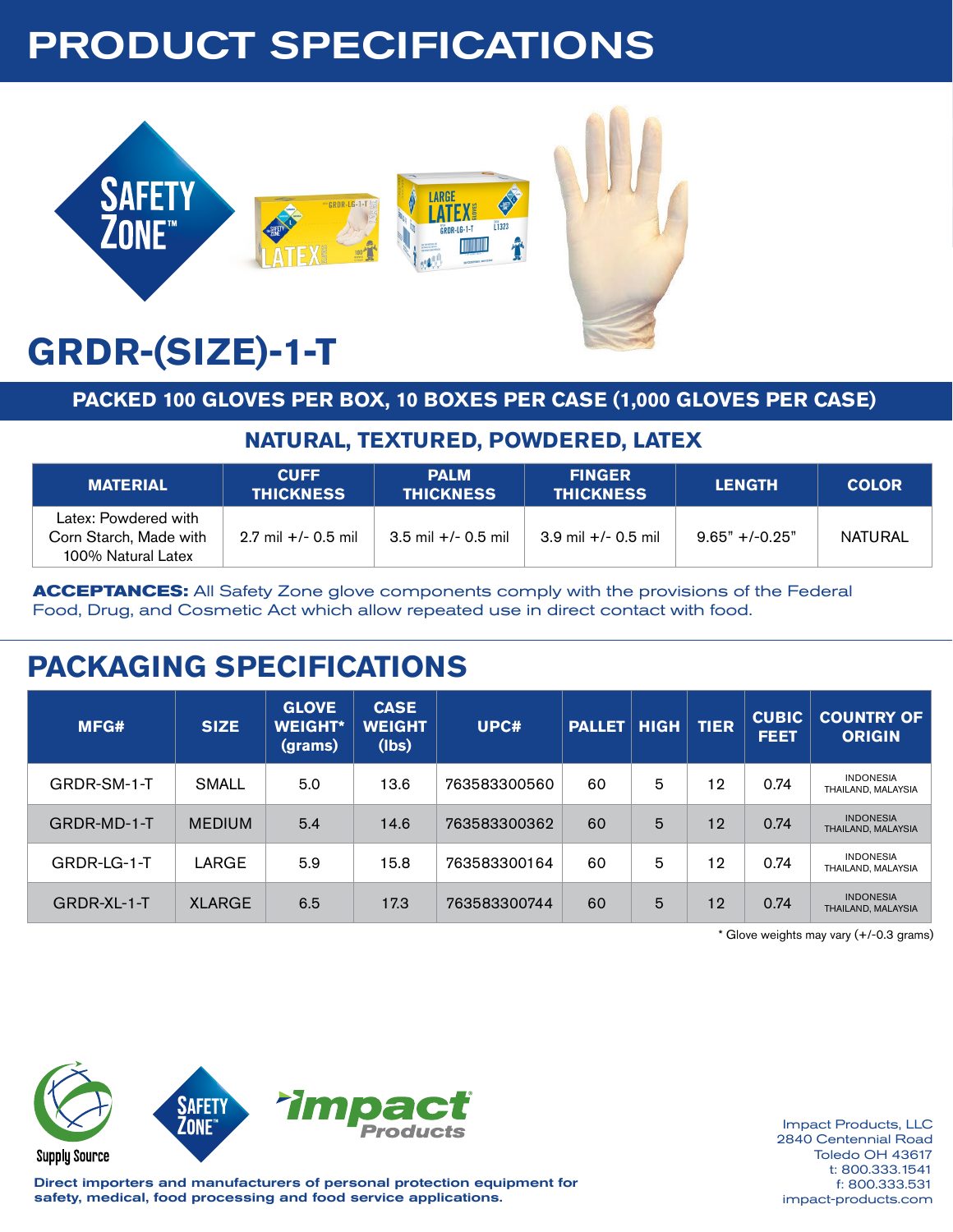# PRODUCT SPECIFICATIONS

## GRDR-(SIZE)-1-T

**PACKED 100 GLOVES PER BOX, 10 BOXES PER CASE (1,000 GLOVES PER CASE)**

### NATURAL, TEXTURED, POWDERED, LATEX

| MATERIAL | CUFF THICKNESS | PALM THICKNESS | FINGER THICKNESS | LENGTH | COLOR |
|---|---|---|---|---|---|
| Latex: Powdered with Corn Starch, Made with 100% Natural Latex | 2.7 mil +/- 0.5 mil | 3.5 mil +/- 0.5 mil | 3.9 mil +/- 0.5 mil | 9.65" +/-0.25" | NATURAL |

**ACCEPTANCES:** All Safety Zone glove components comply with the provisions of the Federal Food, Drug, and Cosmetic Act which allow repeated use in direct contact with food.

## PACKAGING SPECIFICATIONS

| MFG# | SIZE | GLOVE WEIGHT* (grams) | CASE WEIGHT (lbs) | UPC# | PALLET | HIGH | TIER | CUBIC FEET | COUNTRY OF ORIGIN |
|---|---|---|---|---|---|---|---|---|---|
| GRDR-SM-1-T | SMALL | 5.0 | 13.6 | 763583300560 | 60 | 5 | 12 | 0.74 | INDONESIA THAILAND, MALAYSIA |
| GRDR-MD-1-T | MEDIUM | 5.4 | 14.6 | 763583300362 | 60 | 5 | 12 | 0.74 | INDONESIA THAILAND, MALAYSIA |
| GRDR-LG-1-T | LARGE | 5.9 | 15.8 | 763583300164 | 60 | 5 | 12 | 0.74 | INDONESIA THAILAND, MALAYSIA |
| GRDR-XL-1-T | XLARGE | 6.5 | 17.3 | 763583300744 | 60 | 5 | 12 | 0.74 | INDONESIA THAILAND, MALAYSIA |

* Glove weights may vary (+/-0.3 grams)

Supply Source

**Direct importers and manufacturers of personal protection equipment for safety, medical, food processing and food service applications.**

Impact Products, LLC
2840 Centennial Road
Toledo OH 43617
t: 800.333.1541
f: 800.333.531
impact-products.com